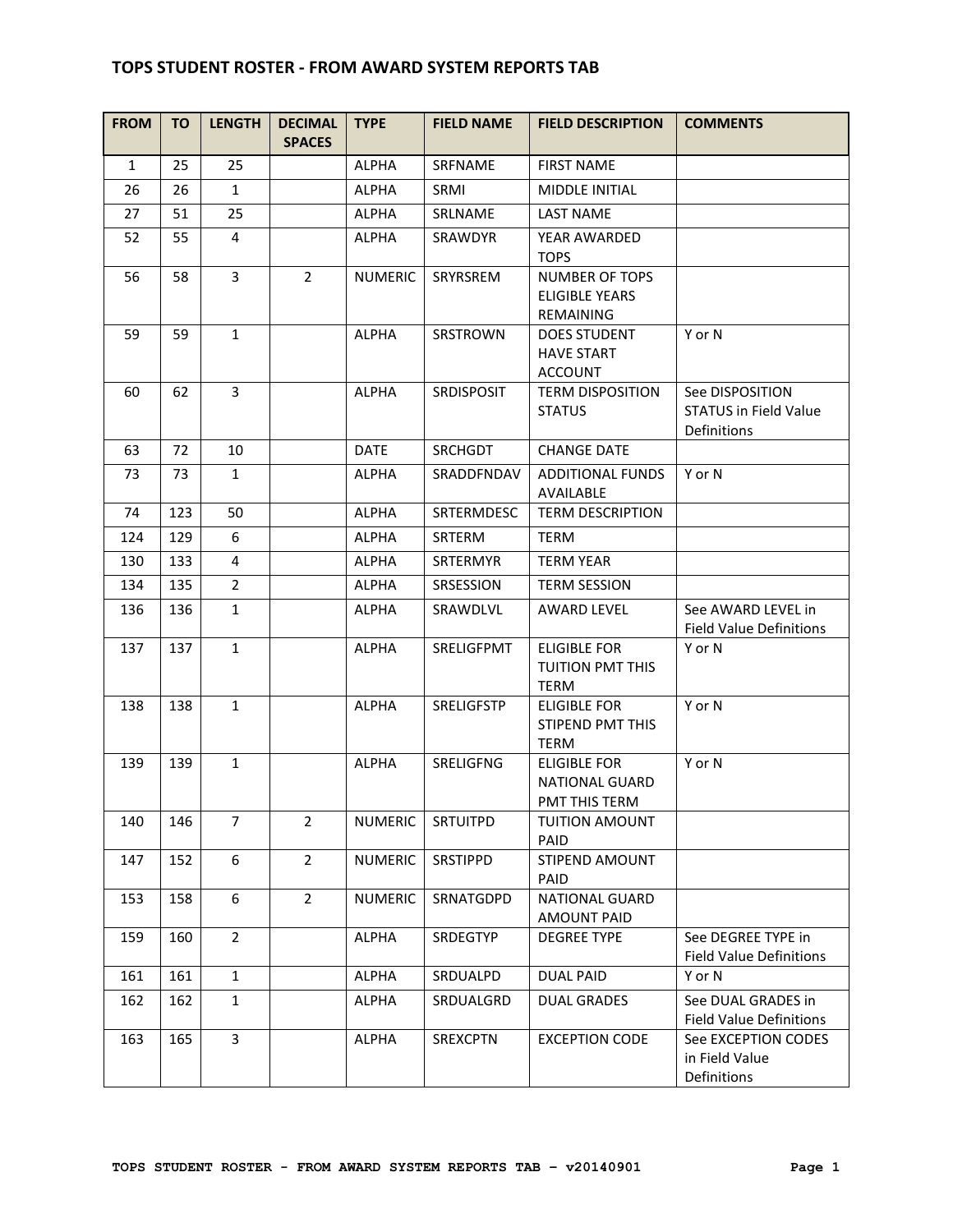## TOPS STUDENT ROSTER - FROM AWARD SYSTEM REPORTS TAB

| FROM | TO | LENGTH | DECIMAL SPACES | TYPE | FIELD NAME | FIELD DESCRIPTION | COMMENTS |
|---|---|---|---|---|---|---|---|
| 1 | 25 | 25 | | ALPHA | SRFNAME | FIRST NAME | |
| 26 | 26 | 1 | | ALPHA | SRMI | MIDDLE INITIAL | |
| 27 | 51 | 25 | | ALPHA | SRLNAME | LAST NAME | |
| 52 | 55 | 4 | | ALPHA | SRAWDYR | YEAR AWARDED TOPS | |
| 56 | 58 | 3 | 2 | NUMERIC | SRYRSREM | NUMBER OF TOPS ELIGIBLE YEARS REMAINING | |
| 59 | 59 | 1 | | ALPHA | SRSTROWN | DOES STUDENT HAVE START ACCOUNT | Y or N |
| 60 | 62 | 3 | | ALPHA | SRDISPOSIT | TERM DISPOSITION STATUS | See DISPOSITION STATUS in Field Value Definitions |
| 63 | 72 | 10 | | DATE | SRCHGDT | CHANGE DATE | |
| 73 | 73 | 1 | | ALPHA | SRADDFNDAV | ADDITIONAL FUNDS AVAILABLE | Y or N |
| 74 | 123 | 50 | | ALPHA | SRTERMDESC | TERM DESCRIPTION | |
| 124 | 129 | 6 | | ALPHA | SRTERM | TERM | |
| 130 | 133 | 4 | | ALPHA | SRTERMYR | TERM YEAR | |
| 134 | 135 | 2 | | ALPHA | SRSESSION | TERM SESSION | |
| 136 | 136 | 1 | | ALPHA | SRAWDLVL | AWARD LEVEL | See AWARD LEVEL in Field Value Definitions |
| 137 | 137 | 1 | | ALPHA | SRELIGFPMT | ELIGIBLE FOR TUITION PMT THIS TERM | Y or N |
| 138 | 138 | 1 | | ALPHA | SRELIGFSTP | ELIGIBLE FOR STIPEND PMT THIS TERM | Y or N |
| 139 | 139 | 1 | | ALPHA | SRELIGFNG | ELIGIBLE FOR NATIONAL GUARD PMT THIS TERM | Y or N |
| 140 | 146 | 7 | 2 | NUMERIC | SRTUITPD | TUITION AMOUNT PAID | |
| 147 | 152 | 6 | 2 | NUMERIC | SRSTIPPD | STIPEND AMOUNT PAID | |
| 153 | 158 | 6 | 2 | NUMERIC | SRNATGDPD | NATIONAL GUARD AMOUNT PAID | |
| 159 | 160 | 2 | | ALPHA | SRDEGTYP | DEGREE TYPE | See DEGREE TYPE in Field Value Definitions |
| 161 | 161 | 1 | | ALPHA | SRDUALPD | DUAL PAID | Y or N |
| 162 | 162 | 1 | | ALPHA | SRDUALGRD | DUAL GRADES | See DUAL GRADES in Field Value Definitions |
| 163 | 165 | 3 | | ALPHA | SREXCPTN | EXCEPTION CODE | See EXCEPTION CODES in Field Value Definitions |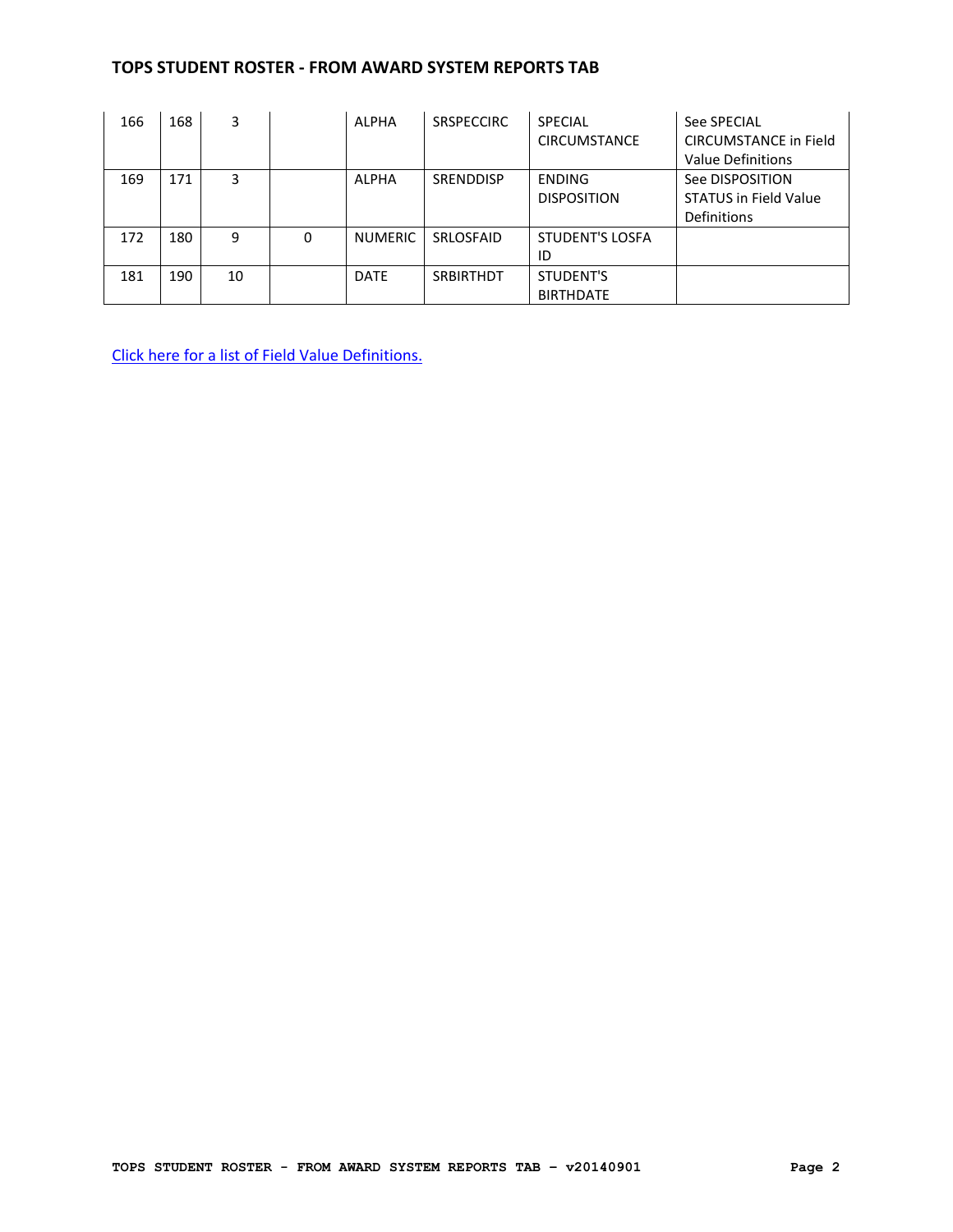| | | | | | | | |
|---|---|---|---|---|---|---|---|
| 166 | 168 | 3 | | ALPHA | SRSPECCIRC | SPECIAL CIRCUMSTANCE | See SPECIAL CIRCUMSTANCE in Field Value Definitions |
| 169 | 171 | 3 | | ALPHA | SRENDDISP | ENDING DISPOSITION | See DISPOSITION STATUS in Field Value Definitions |
| 172 | 180 | 9 | 0 | NUMERIC | SRLOSFAID | STUDENT'S LOSFA ID | |
| 181 | 190 | 10 | | DATE | SRBIRTHDT | STUDENT'S BIRTHDATE | |

Click here for a list of Field Value Definitions.